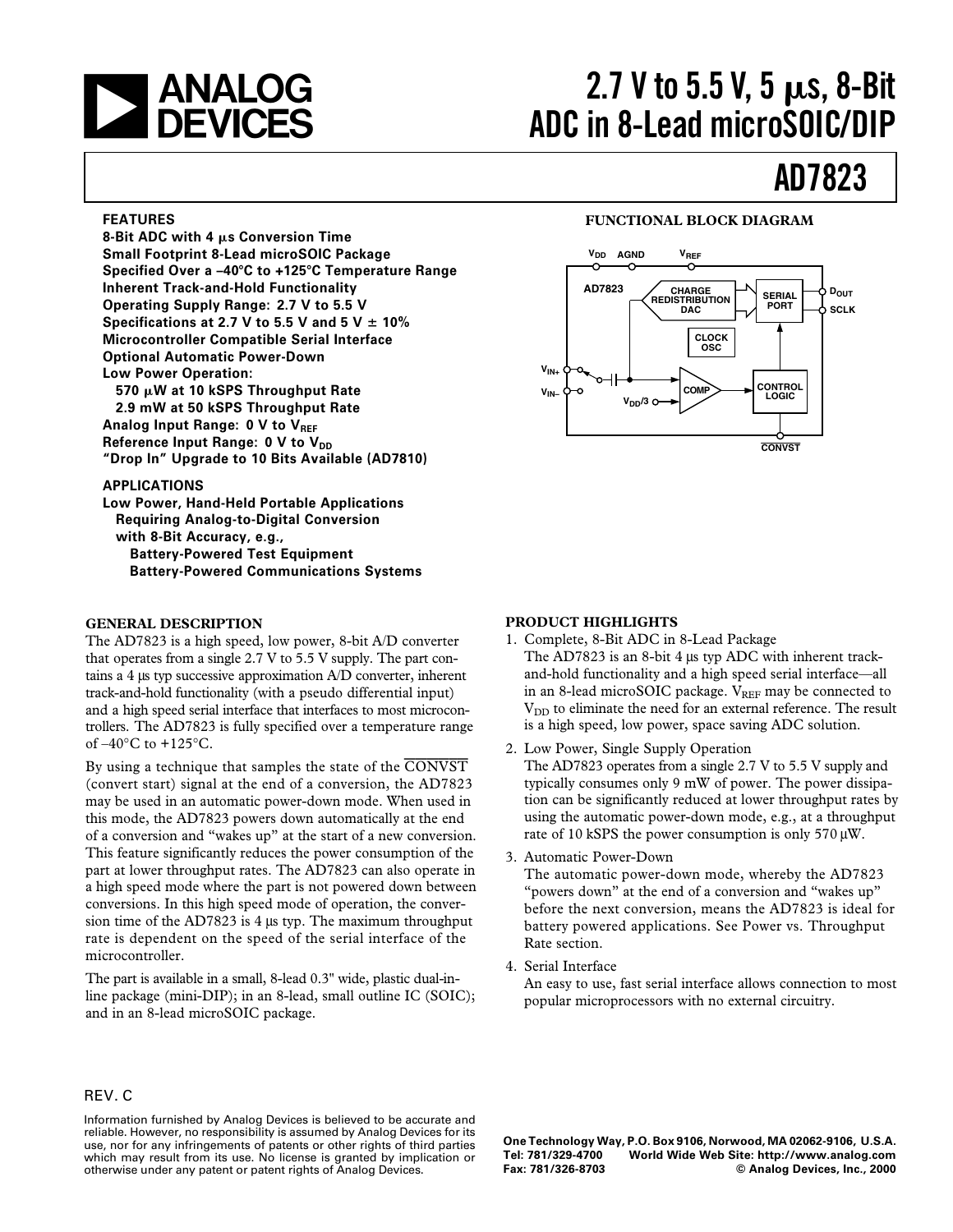# 2.7 V to 5.5 V, 5 μs, 8-Bit ADC in 8-Lead microSOIC/DIP

# AD7823

## FEATURES

**8-Bit ADC with 4 μs Conversion Time**
**Small Footprint 8-Lead microSOIC Package**
**Specified Over a –40°C to +125°C Temperature Range**
**Inherent Track-and-Hold Functionality**
**Operating Supply Range: 2.7 V to 5.5 V**
**Specifications at 2.7 V to 5.5 V and 5 V ± 10%**
**Microcontroller Compatible Serial Interface**
**Optional Automatic Power-Down**
**Low Power Operation:**
**570 μW at 10 kSPS Throughput Rate**
**2.9 mW at 50 kSPS Throughput Rate**
**Analog Input Range: 0 V to $V_{REF}$**
**Reference Input Range: 0 V to $V_{DD}$**
**"Drop In" Upgrade to 10 Bits Available (AD7810)**

## APPLICATIONS

**Low Power, Hand-Held Portable Applications Requiring Analog-to-Digital Conversion with 8-Bit Accuracy, e.g.,**
- **Battery-Powered Test Equipment**
- **Battery-Powered Communications Systems**

## FUNCTIONAL BLOCK DIAGRAM

$V_{DD}$ AGND $V_{REF}$ AD7823 CHARGE REDISTRIBUTION DAC SERIAL PORT $D_{OUT}$ SCLK CLOCK OSC $V_{IN+}$ $V_{IN-}$ $V_{DD}/3$ COMP CONTROL LOGIC CONVST

## GENERAL DESCRIPTION

The AD7823 is a high speed, low power, 8-bit A/D converter that operates from a single 2.7 V to 5.5 V supply. The part contains a 4 μs typ successive approximation A/D converter, inherent track-and-hold functionality (with a pseudo differential input) and a high speed serial interface that interfaces to most microcontrollers. The AD7823 is fully specified over a temperature range of –40°C to +125°C.

By using a technique that samples the state of the $\overline{\text{CONVST}}$ (convert start) signal at the end of a conversion, the AD7823 may be used in an automatic power-down mode. When used in this mode, the AD7823 powers down automatically at the end of a conversion and "wakes up" at the start of a new conversion. This feature significantly reduces the power consumption of the part at lower throughput rates. The AD7823 can also operate in a high speed mode where the part is not powered down between conversions. In this high speed mode of operation, the conversion time of the AD7823 is 4 μs typ. The maximum throughput rate is dependent on the speed of the serial interface of the microcontroller.

The part is available in a small, 8-lead 0.3" wide, plastic dual-in-line package (mini-DIP); in an 8-lead, small outline IC (SOIC); and in an 8-lead microSOIC package.

## PRODUCT HIGHLIGHTS

1. Complete, 8-Bit ADC in 8-Lead Package
   The AD7823 is an 8-bit 4 μs typ ADC with inherent track-and-hold functionality and a high speed serial interface—all in an 8-lead microSOIC package. $V_{REF}$ may be connected to $V_{DD}$ to eliminate the need for an external reference. The result is a high speed, low power, space saving ADC solution.

2. Low Power, Single Supply Operation
   The AD7823 operates from a single 2.7 V to 5.5 V supply and typically consumes only 9 mW of power. The power dissipation can be significantly reduced at lower throughput rates by using the automatic power-down mode, e.g., at a throughput rate of 10 kSPS the power consumption is only 570 μW.

3. Automatic Power-Down
   The automatic power-down mode, whereby the AD7823 "powers down" at the end of a conversion and "wakes up" before the next conversion, means the AD7823 is ideal for battery powered applications. See Power vs. Throughput Rate section.

4. Serial Interface
   An easy to use, fast serial interface allows connection to most popular microprocessors with no external circuitry.

REV. C

Information furnished by Analog Devices is believed to be accurate and reliable. However, no responsibility is assumed by Analog Devices for its use, nor for any infringements of patents or other rights of third parties which may result from its use. No license is granted by implication or otherwise under any patent or patent rights of Analog Devices.

**One Technology Way, P.O. Box 9106, Norwood, MA 02062-9106, U.S.A.**
**Tel: 781/329-4700 World Wide Web Site: http://www.analog.com**
**Fax: 781/326-8703 © Analog Devices, Inc., 2000**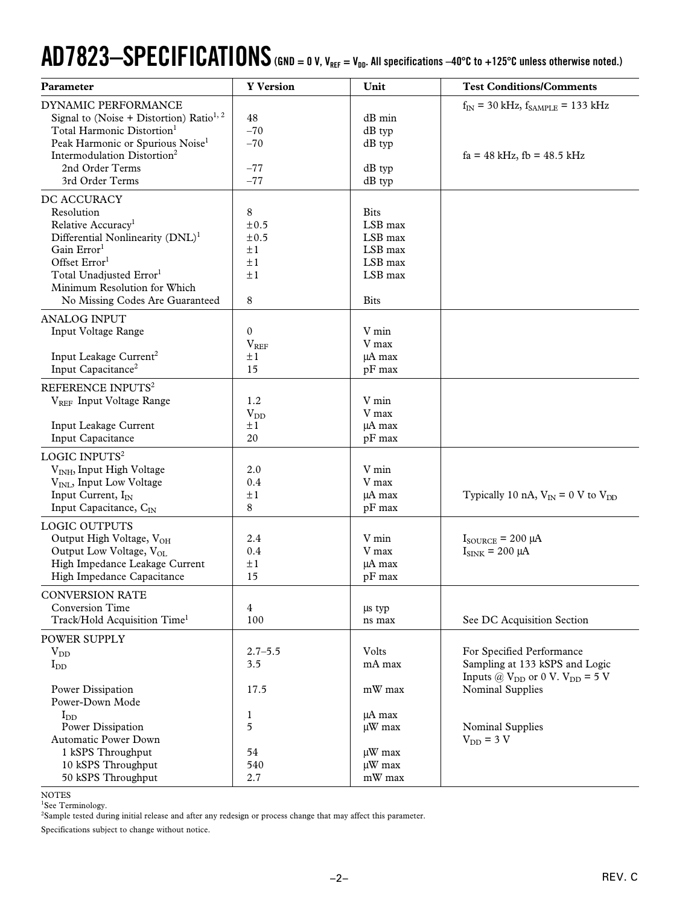# AD7823–SPECIFICATIONS

(GND = 0 V, $V_{REF}$ = $V_{DD}$. All specifications –40°C to +125°C unless otherwise noted.)

| Parameter | Y Version | Unit | Test Conditions/Comments |
|---|---|---|---|
| **DYNAMIC PERFORMANCE** | | | $f_{IN}$ = 30 kHz, $f_{SAMPLE}$ = 133 kHz |
| Signal to (Noise + Distortion) Ratio[1, 2] | 48 | dB min | |
| Total Harmonic Distortion[1] | –70 | dB typ | |
| Peak Harmonic or Spurious Noise[1] | –70 | dB typ | |
| Intermodulation Distortion[2] | | | fa = 48 kHz, fb = 48.5 kHz |
| 2nd Order Terms | –77 | dB typ | |
| 3rd Order Terms | –77 | dB typ | |
| **DC ACCURACY** | | | |
| Resolution | 8 | Bits | |
| Relative Accuracy[1] | ±0.5 | LSB max | |
| Differential Nonlinearity (DNL)[1] | ±0.5 | LSB max | |
| Gain Error[1] | ±1 | LSB max | |
| Offset Error[1] | ±1 | LSB max | |
| Total Unadjusted Error[1] | ±1 | LSB max | |
| Minimum Resolution for Which No Missing Codes Are Guaranteed | 8 | Bits | |
| **ANALOG INPUT** | | | |
| Input Voltage Range | 0 | V min | |
| | $V_{REF}$ | V max | |
| Input Leakage Current[2] | ±1 | µA max | |
| Input Capacitance[2] | 15 | pF max | |
| **REFERENCE INPUTS**[2] | | | |
| $V_{REF}$ Input Voltage Range | 1.2 | V min | |
| | $V_{DD}$ | V max | |
| Input Leakage Current | ±1 | µA max | |
| Input Capacitance | 20 | pF max | |
| **LOGIC INPUTS**[2] | | | |
| $V_{INH}$, Input High Voltage | 2.0 | V min | |
| $V_{INL}$, Input Low Voltage | 0.4 | V max | |
| Input Current, $I_{IN}$ | ±1 | µA max | Typically 10 nA, $V_{IN}$ = 0 V to $V_{DD}$ |
| Input Capacitance, $C_{IN}$ | 8 | pF max | |
| **LOGIC OUTPUTS** | | | |
| Output High Voltage, $V_{OH}$ | 2.4 | V min | $I_{SOURCE}$ = 200 µA |
| Output Low Voltage, $V_{OL}$ | 0.4 | V max | $I_{SINK}$ = 200 µA |
| High Impedance Leakage Current | ±1 | µA max | |
| High Impedance Capacitance | 15 | pF max | |
| **CONVERSION RATE** | | | |
| Conversion Time | 4 | µs typ | |
| Track/Hold Acquisition Time[1] | 100 | ns max | See DC Acquisition Section |
| **POWER SUPPLY** | | | |
| $V_{DD}$ | 2.7–5.5 | Volts | For Specified Performance |
| $I_{DD}$ | 3.5 | mA max | Sampling at 133 kSPS and Logic Inputs @ $V_{DD}$ or 0 V. $V_{DD}$ = 5 V |
| Power Dissipation | 17.5 | mW max | Nominal Supplies |
| Power-Down Mode | | | |
| $I_{DD}$ | 1 | µA max | |
| Power Dissipation | 5 | µW max | Nominal Supplies |
| Automatic Power Down | | | $V_{DD}$ = 3 V |
| 1 kSPS Throughput | 54 | µW max | |
| 10 kSPS Throughput | 540 | µW max | |
| 50 kSPS Throughput | 2.7 | mW max | |

NOTES

[1]See Terminology.

[2]Sample tested during initial release and after any redesign or process change that may affect this parameter.

Specifications subject to change without notice.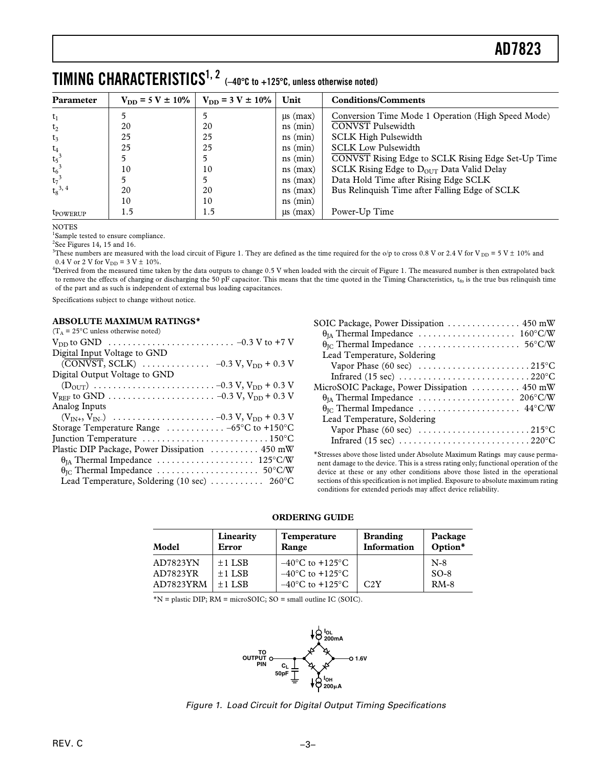## TIMING CHARACTERISTICS[1, 2] (–40°C to +125°C, unless otherwise noted)

| Parameter | $V_{DD}$ = 5 V ± 10% | $V_{DD}$ = 3 V ± 10% | Unit | Conditions/Comments |
|---|---|---|---|---|
| $t_1$ | 5 | 5 | µs (max) | Conversion Time Mode 1 Operation (High Speed Mode) |
| $t_2$ | 20 | 20 | ns (min) | CONVST Pulsewidth |
| $t_3$ | 25 | 25 | ns (min) | SCLK High Pulsewidth |
| $t_4$ | 25 | 25 | ns (min) | SCLK Low Pulsewidth |
| $t_5$[3] | 5 | 5 | ns (min) | CONVST Rising Edge to SCLK Rising Edge Set-Up Time |
| $t_6$[3] | 10 | 10 | ns (max) | SCLK Rising Edge to $D_{OUT}$ Data Valid Delay |
| $t_7$[3] | 5 | 5 | ns (max) | Data Hold Time after Rising Edge SCLK |
| $t_8$[3, 4] | 20 | 20 | ns (max) | Bus Relinquish Time after Falling Edge of SCLK |
| | 10 | 10 | ns (min) | |
| $t_{POWERUP}$ | 1.5 | 1.5 | µs (max) | Power-Up Time |

NOTES

[1]Sample tested to ensure compliance.

[2]See Figures 14, 15 and 16.

[3]These numbers are measured with the load circuit of Figure 1. They are defined as the time required for the o/p to cross 0.8 V or 2.4 V for $V_{DD}$ = 5 V ± 10% and 0.4 V or 2 V for $V_{DD}$ = 3 V ± 10%.

[4]Derived from the measured time taken by the data outputs to change 0.5 V when loaded with the circuit of Figure 1. The measured number is then extrapolated back to remove the effects of charging or discharging the 50 pF capacitor. This means that the time quoted in the Timing Characteristics, $t_8$, is the true bus relinquish time of the part and as such is independent of external bus loading capacitances.

Specifications subject to change without notice.

### ABSOLUTE MAXIMUM RATINGS*

($T_A$ = 25°C unless otherwise noted)

$V_{DD}$ to GND . . . . . . . . . . . . . . . . . . . . . . . . . . –0.3 V to +7 V

Digital Input Voltage to GND

(CONVST, SCLK) . . . . . . . . . . . . . . –0.3 V, $V_{DD}$ + 0.3 V

Digital Output Voltage to GND

($D_{OUT}$) . . . . . . . . . . . . . . . . . . . . . . . . . –0.3 V, $V_{DD}$ + 0.3 V

$V_{REF}$ to GND . . . . . . . . . . . . . . . . . . . . . . –0.3 V, $V_{DD}$ + 0.3 V

Analog Inputs

($V_{IN+}$, $V_{IN–}$) . . . . . . . . . . . . . . . . . . . . . –0.3 V, $V_{DD}$ + 0.3 V

Storage Temperature Range . . . . . . . . . . . . –65°C to +150°C

Junction Temperature . . . . . . . . . . . . . . . . . . . . . . . . . . 150°C

Plastic DIP Package, Power Dissipation . . . . . . . . . . 450 mW

$\theta_{JA}$ Thermal Impedance . . . . . . . . . . . . . . . . . . . . 125°C/W

$\theta_{JC}$ Thermal Impedance . . . . . . . . . . . . . . . . . . . . . 50°C/W

Lead Temperature, Soldering (10 sec) . . . . . . . . . . . 260°C

SOIC Package, Power Dissipation . . . . . . . . . . . . . . . 450 mW

$\theta_{JA}$ Thermal Impedance . . . . . . . . . . . . . . . . . . . . 160°C/W

$\theta_{JC}$ Thermal Impedance . . . . . . . . . . . . . . . . . . . . . 56°C/W

Lead Temperature, Soldering

Vapor Phase (60 sec) . . . . . . . . . . . . . . . . . . . . . . . 215°C

Infrared (15 sec) . . . . . . . . . . . . . . . . . . . . . . . . . . . 220°C

MicroSOIC Package, Power Dissipation . . . . . . . . . . 450 mW

$\theta_{JA}$ Thermal Impedance . . . . . . . . . . . . . . . . . . . . 206°C/W

$\theta_{JC}$ Thermal Impedance . . . . . . . . . . . . . . . . . . . . . 44°C/W

Lead Temperature, Soldering

Vapor Phase (60 sec) . . . . . . . . . . . . . . . . . . . . . . . 215°C

Infrared (15 sec) . . . . . . . . . . . . . . . . . . . . . . . . . . . 220°C

*Stresses above those listed under Absolute Maximum Ratings may cause permanent damage to the device. This is a stress rating only; functional operation of the device at these or any other conditions above those listed in the operational sections of this specification is not implied. Exposure to absolute maximum rating conditions for extended periods may affect device reliability.

### ORDERING GUIDE

| Model | Linearity Error | Temperature Range | Branding Information | Package Option* |
|---|---|---|---|---|
| AD7823YN | ±1 LSB | –40°C to +125°C | | N-8 |
| AD7823YR | ±1 LSB | –40°C to +125°C | | SO-8 |
| AD7823YRM | ±1 LSB | –40°C to +125°C | C2Y | RM-8 |

*N = plastic DIP; RM = microSOIC; SO = small outline IC (SOIC).

TO OUTPUT PIN — $C_L$ 50pF — $I_{OL}$ 200mA — $I_{OH}$ 200µA — 1.6V

*Figure 1. Load Circuit for Digital Output Timing Specifications*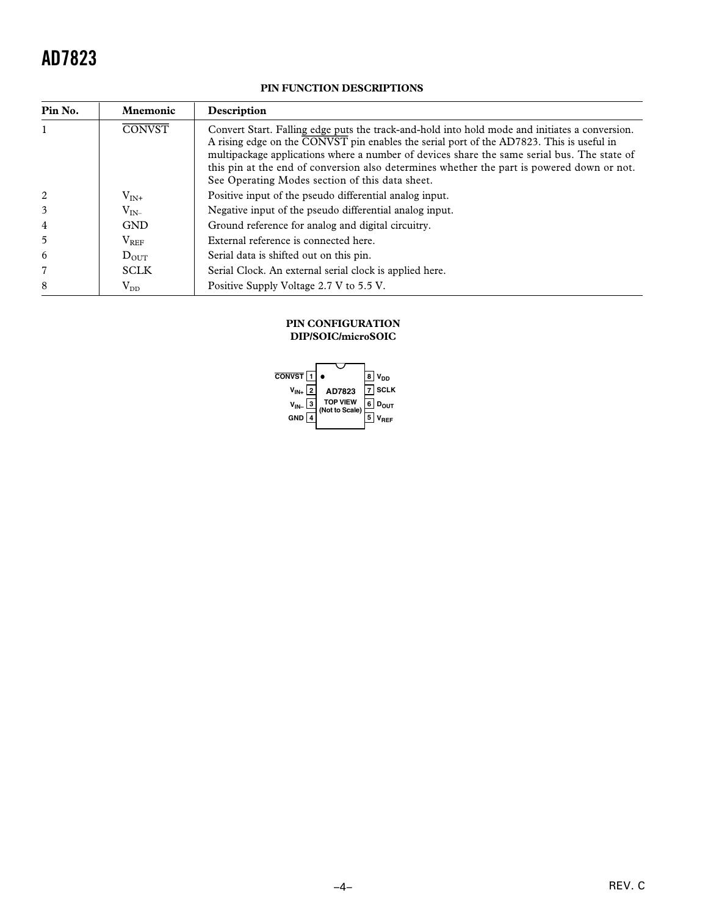**PIN FUNCTION DESCRIPTIONS**

| Pin No. | Mnemonic | Description |
|---|---|---|
| 1 | $\overline{CONVST}$ | Convert Start. Falling edge puts the track-and-hold into hold mode and initiates a conversion. A rising edge on the $\overline{CONVST}$ pin enables the serial port of the AD7823. This is useful in multipackage applications where a number of devices share the same serial bus. The state of this pin at the end of conversion also determines whether the part is powered down or not. See Operating Modes section of this data sheet. |
| 2 | $V_{IN+}$ | Positive input of the pseudo differential analog input. |
| 3 | $V_{IN-}$ | Negative input of the pseudo differential analog input. |
| 4 | GND | Ground reference for analog and digital circuitry. |
| 5 | $V_{REF}$ | External reference is connected here. |
| 6 | $D_{OUT}$ | Serial data is shifted out on this pin. |
| 7 | SCLK | Serial Clock. An external serial clock is applied here. |
| 8 | $V_{DD}$ | Positive Supply Voltage 2.7 V to 5.5 V. |

**PIN CONFIGURATION**
**DIP/SOIC/microSOIC**

| Pin | Left | Right | Pin |
|---|---|---|---|
| 1 | $\overline{CONVST}$ | $V_{DD}$ | 8 |
| 2 | $V_{IN+}$ | SCLK | 7 |
| 3 | $V_{IN-}$ | $D_{OUT}$ | 6 |
| 4 | GND | $V_{REF}$ | 5 |

AD7823 TOP VIEW (Not to Scale)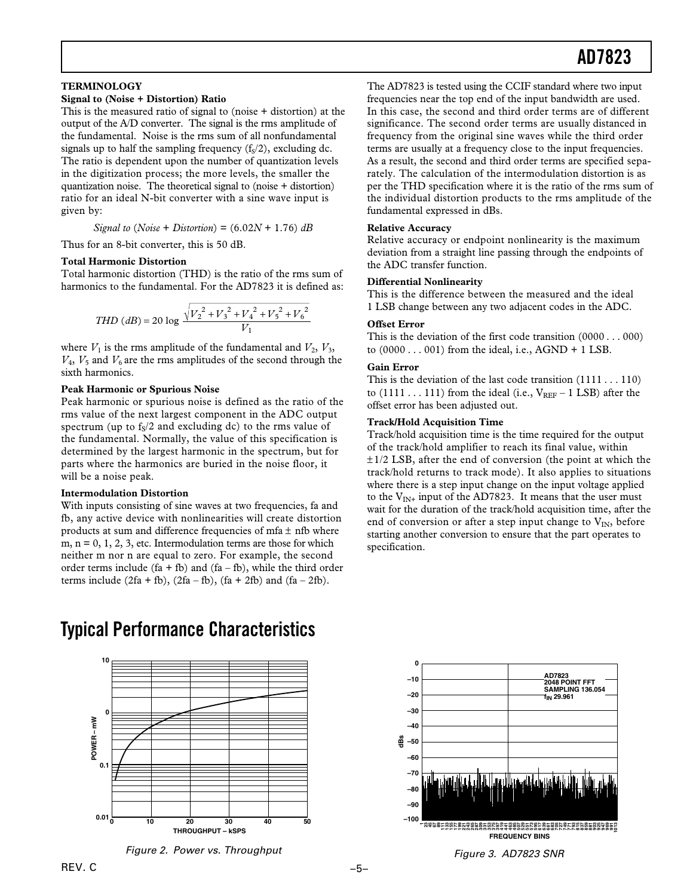## TERMINOLOGY

### Signal to (Noise + Distortion) Ratio

This is the measured ratio of signal to (noise + distortion) at the output of the A/D converter. The signal is the rms amplitude of the fundamental. Noise is the rms sum of all nonfundamental signals up to half the sampling frequency ($f_S/2$), excluding dc. The ratio is dependent upon the number of quantization levels in the digitization process; the more levels, the smaller the quantization noise. The theoretical signal to (noise + distortion) ratio for an ideal N-bit converter with a sine wave input is given by:

$$Signal\ to\ (Noise + Distortion) = (6.02N + 1.76)\ dB$$

Thus for an 8-bit converter, this is 50 dB.

### Total Harmonic Distortion

Total harmonic distortion (THD) is the ratio of the rms sum of harmonics to the fundamental. For the AD7823 it is defined as:

$$THD\ (dB) = 20 \log \frac{\sqrt{V_2^2 + V_3^2 + V_4^2 + V_5^2 + V_6^2}}{V_1}$$

where $V_1$ is the rms amplitude of the fundamental and $V_2$, $V_3$, $V_4$, $V_5$ and $V_6$ are the rms amplitudes of the second through the sixth harmonics.

### Peak Harmonic or Spurious Noise

Peak harmonic or spurious noise is defined as the ratio of the rms value of the next largest component in the ADC output spectrum (up to $f_S/2$ and excluding dc) to the rms value of the fundamental. Normally, the value of this specification is determined by the largest harmonic in the spectrum, but for parts where the harmonics are buried in the noise floor, it will be a noise peak.

### Intermodulation Distortion

With inputs consisting of sine waves at two frequencies, fa and fb, any active device with nonlinearities will create distortion products at sum and difference frequencies of mfa ± nfb where m, n = 0, 1, 2, 3, etc. Intermodulation terms are those for which neither m nor n are equal to zero. For example, the second order terms include (fa + fb) and (fa – fb), while the third order terms include (2fa + fb), (2fa – fb), (fa + 2fb) and (fa – 2fb).

The AD7823 is tested using the CCIF standard where two input frequencies near the top end of the input bandwidth are used. In this case, the second and third order terms are of different significance. The second order terms are usually distanced in frequency from the original sine waves while the third order terms are usually at a frequency close to the input frequencies. As a result, the second and third order terms are specified separately. The calculation of the intermodulation distortion is as per the THD specification where it is the ratio of the rms sum of the individual distortion products to the rms amplitude of the fundamental expressed in dBs.

### Relative Accuracy

Relative accuracy or endpoint nonlinearity is the maximum deviation from a straight line passing through the endpoints of the ADC transfer function.

### Differential Nonlinearity

This is the difference between the measured and the ideal 1 LSB change between any two adjacent codes in the ADC.

### Offset Error

This is the deviation of the first code transition (0000 . . . 000) to (0000 . . . 001) from the ideal, i.e., AGND + 1 LSB.

### Gain Error

This is the deviation of the last code transition (1111 . . . 110) to (1111 . . . 111) from the ideal (i.e., $V_{REF}$ – 1 LSB) after the offset error has been adjusted out.

### Track/Hold Acquisition Time

Track/hold acquisition time is the time required for the output of the track/hold amplifier to reach its final value, within ±1/2 LSB, after the end of conversion (the point at which the track/hold returns to track mode). It also applies to situations where there is a step input change on the input voltage applied to the $V_{IN+}$ input of the AD7823. It means that the user must wait for the duration of the track/hold acquisition time, after the end of conversion or after a step input change to $V_{IN}$, before starting another conversion to ensure that the part operates to specification.

# Typical Performance Characteristics

Figure 2. Power vs. Throughput

Figure 3. AD7823 SNR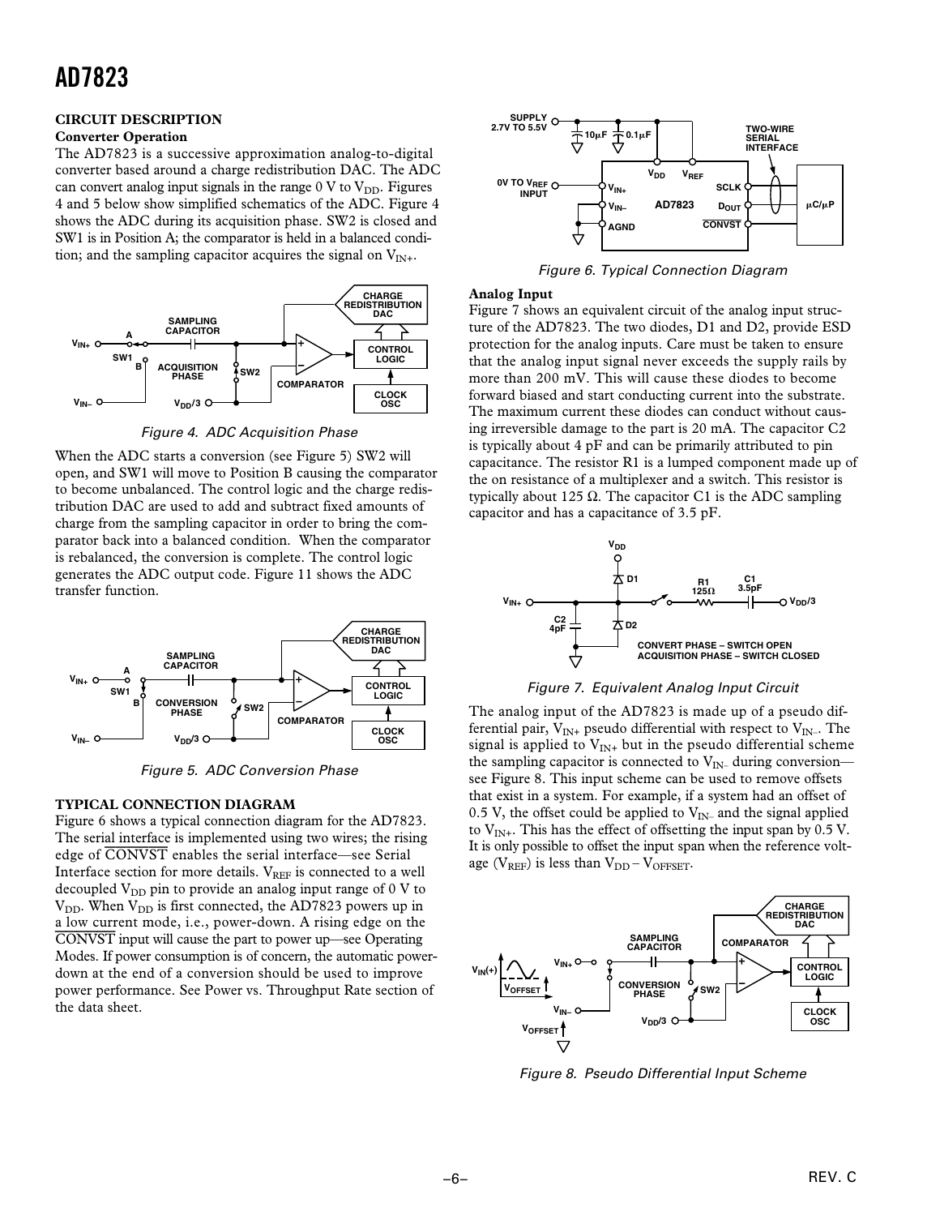## CIRCUIT DESCRIPTION

### Converter Operation

The AD7823 is a successive approximation analog-to-digital converter based around a charge redistribution DAC. The ADC can convert analog input signals in the range 0 V to $V_{DD}$. Figures 4 and 5 below show simplified schematics of the ADC. Figure 4 shows the ADC during its acquisition phase. SW2 is closed and SW1 is in Position A; the comparator is held in a balanced condition; and the sampling capacitor acquires the signal on $V_{IN+}$.

Figure 4. ADC Acquisition Phase

When the ADC starts a conversion (see Figure 5) SW2 will open, and SW1 will move to Position B causing the comparator to become unbalanced. The control logic and the charge redistribution DAC are used to add and subtract fixed amounts of charge from the sampling capacitor in order to bring the comparator back into a balanced condition. When the comparator is rebalanced, the conversion is complete. The control logic generates the ADC output code. Figure 11 shows the ADC transfer function.

Figure 5. ADC Conversion Phase

## TYPICAL CONNECTION DIAGRAM

Figure 6 shows a typical connection diagram for the AD7823. The serial interface is implemented using two wires; the rising edge of $\overline{CONVST}$ enables the serial interface—see Serial Interface section for more details. $V_{REF}$ is connected to a well decoupled $V_{DD}$ pin to provide an analog input range of 0 V to $V_{DD}$. When $V_{DD}$ is first connected, the AD7823 powers up in a low current mode, i.e., power-down. A rising edge on the $\overline{CONVST}$ input will cause the part to power up—see Operating Modes. If power consumption is of concern, the automatic power-down at the end of a conversion should be used to improve power performance. See Power vs. Throughput Rate section of the data sheet.

Figure 6. Typical Connection Diagram

### Analog Input

Figure 7 shows an equivalent circuit of the analog input structure of the AD7823. The two diodes, D1 and D2, provide ESD protection for the analog inputs. Care must be taken to ensure that the analog input signal never exceeds the supply rails by more than 200 mV. This will cause these diodes to become forward biased and start conducting current into the substrate. The maximum current these diodes can conduct without causing irreversible damage to the part is 20 mA. The capacitor C2 is typically about 4 pF and can be primarily attributed to pin capacitance. The resistor R1 is a lumped component made up of the on resistance of a multiplexer and a switch. This resistor is typically about 125 Ω. The capacitor C1 is the ADC sampling capacitor and has a capacitance of 3.5 pF.

Figure 7. Equivalent Analog Input Circuit

The analog input of the AD7823 is made up of a pseudo differential pair, $V_{IN+}$ pseudo differential with respect to $V_{IN-}$. The signal is applied to $V_{IN+}$ but in the pseudo differential scheme the sampling capacitor is connected to $V_{IN-}$ during conversion—see Figure 8. This input scheme can be used to remove offsets that exist in a system. For example, if a system had an offset of 0.5 V, the offset could be applied to $V_{IN-}$ and the signal applied to $V_{IN+}$. This has the effect of offsetting the input span by 0.5 V. It is only possible to offset the input span when the reference voltage ($V_{REF}$) is less than $V_{DD} - V_{OFFSET}$.

Figure 8. Pseudo Differential Input Scheme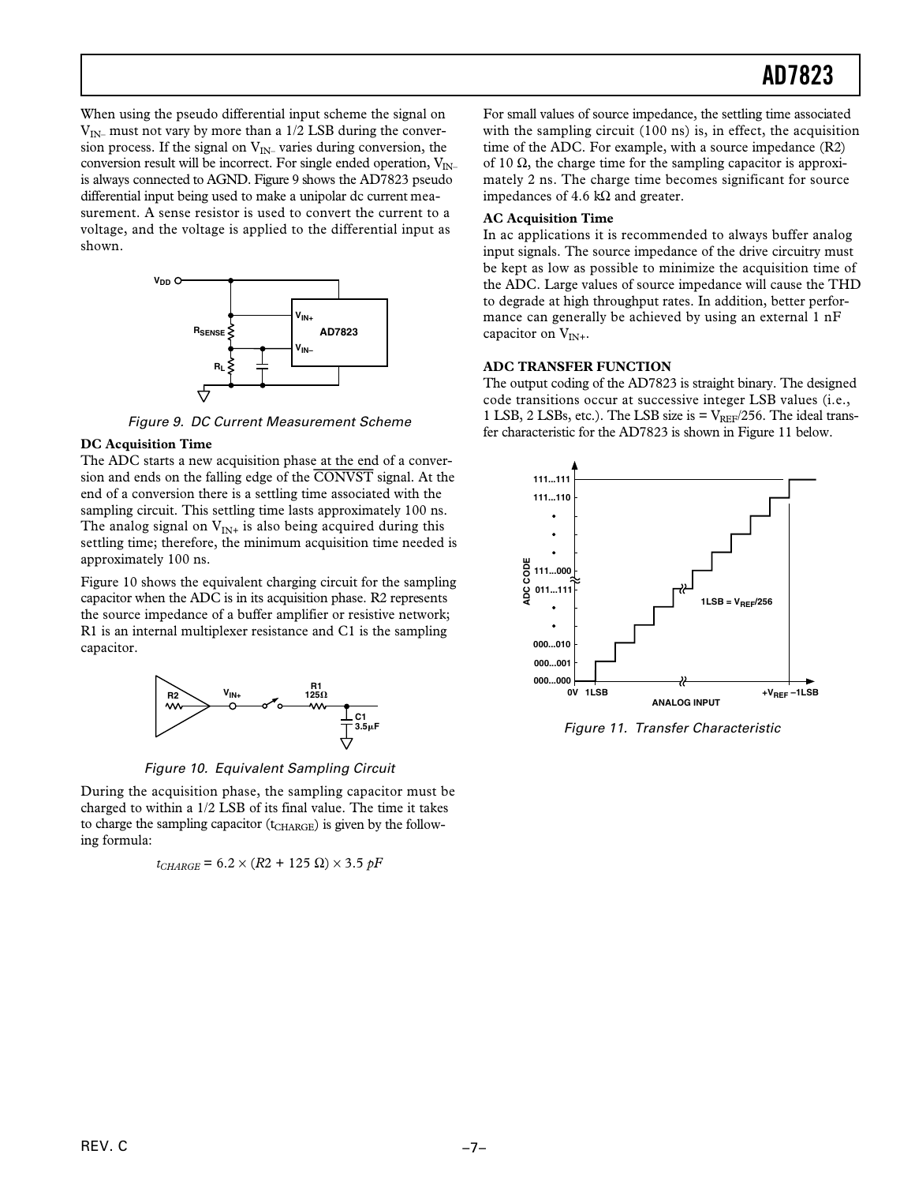When using the pseudo differential input scheme the signal on $V_{IN-}$ must not vary by more than a 1/2 LSB during the conversion process. If the signal on $V_{IN-}$ varies during conversion, the conversion result will be incorrect. For single ended operation, $V_{IN-}$ is always connected to AGND. Figure 9 shows the AD7823 pseudo differential input being used to make a unipolar dc current measurement. A sense resistor is used to convert the current to a voltage, and the voltage is applied to the differential input as shown.

Figure 9. DC Current Measurement Scheme

**DC Acquisition Time**

The ADC starts a new acquisition phase at the end of a conversion and ends on the falling edge of the $\overline{CONVST}$ signal. At the end of a conversion there is a settling time associated with the sampling circuit. This settling time lasts approximately 100 ns. The analog signal on $V_{IN+}$ is also being acquired during this settling time; therefore, the minimum acquisition time needed is approximately 100 ns.

Figure 10 shows the equivalent charging circuit for the sampling capacitor when the ADC is in its acquisition phase. R2 represents the source impedance of a buffer amplifier or resistive network; R1 is an internal multiplexer resistance and C1 is the sampling capacitor.

Figure 10. Equivalent Sampling Circuit

During the acquisition phase, the sampling capacitor must be charged to within a 1/2 LSB of its final value. The time it takes to charge the sampling capacitor ($t_{CHARGE}$) is given by the following formula:

$$t_{CHARGE} = 6.2 \times (R2 + 125\ \Omega) \times 3.5\ pF$$

For small values of source impedance, the settling time associated with the sampling circuit (100 ns) is, in effect, the acquisition time of the ADC. For example, with a source impedance (R2) of 10 Ω, the charge time for the sampling capacitor is approximately 2 ns. The charge time becomes significant for source impedances of 4.6 kΩ and greater.

**AC Acquisition Time**

In ac applications it is recommended to always buffer analog input signals. The source impedance of the drive circuitry must be kept as low as possible to minimize the acquisition time of the ADC. Large values of source impedance will cause the THD to degrade at high throughput rates. In addition, better performance can generally be achieved by using an external 1 nF capacitor on $V_{IN+}$.

## ADC TRANSFER FUNCTION

The output coding of the AD7823 is straight binary. The designed code transitions occur at successive integer LSB values (i.e., 1 LSB, 2 LSBs, etc.). The LSB size is = $V_{REF}/256$. The ideal transfer characteristic for the AD7823 is shown in Figure 11 below.

Figure 11. Transfer Characteristic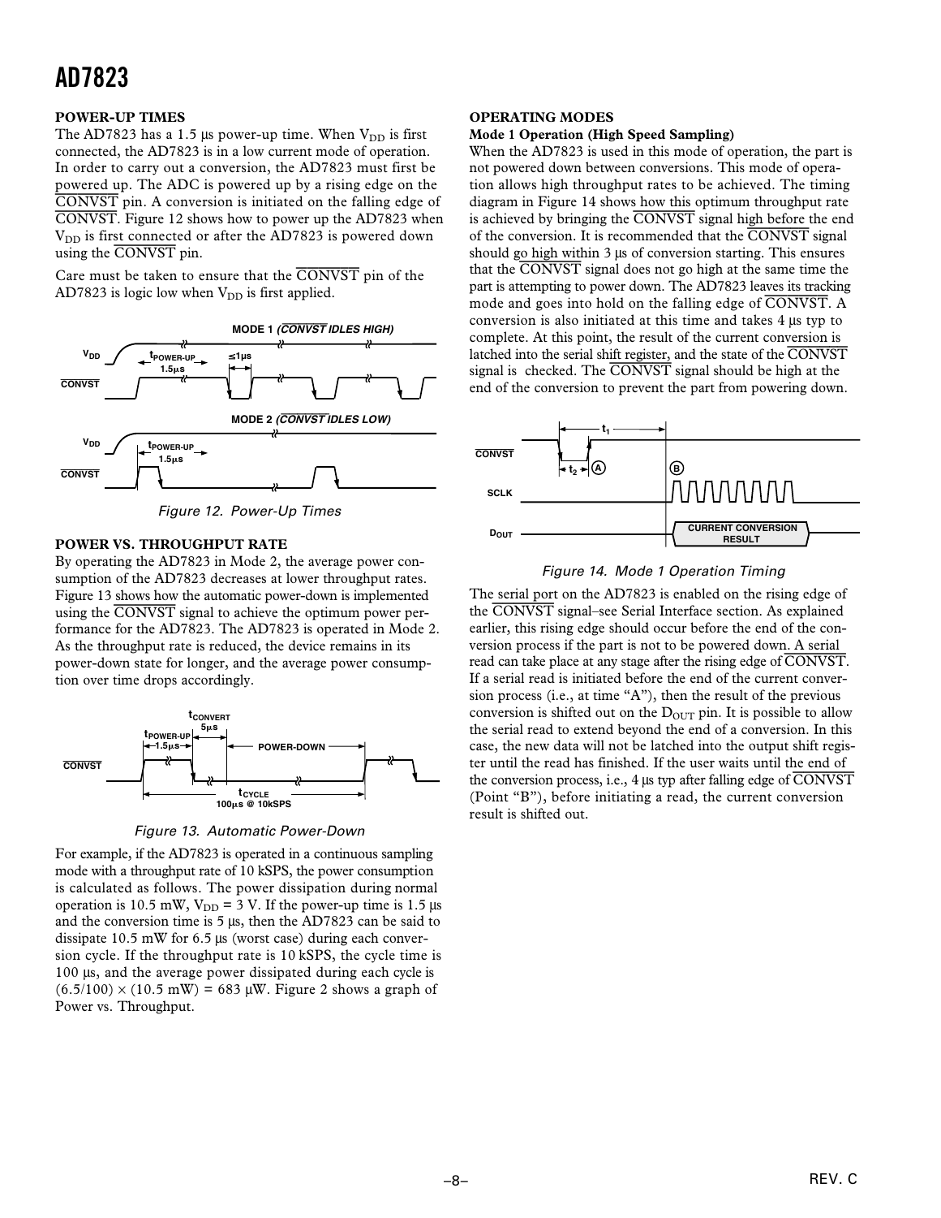## POWER-UP TIMES

The AD7823 has a 1.5 µs power-up time. When $V_{DD}$ is first connected, the AD7823 is in a low current mode of operation. In order to carry out a conversion, the AD7823 must first be powered up. The ADC is powered up by a rising edge on the $\overline{CONVST}$ pin. A conversion is initiated on the falling edge of $\overline{CONVST}$. Figure 12 shows how to power up the AD7823 when $V_{DD}$ is first connected or after the AD7823 is powered down using the $\overline{CONVST}$ pin.

Care must be taken to ensure that the $\overline{CONVST}$ pin of the AD7823 is logic low when $V_{DD}$ is first applied.

*Figure 12. Power-Up Times*

## POWER VS. THROUGHPUT RATE

By operating the AD7823 in Mode 2, the average power consumption of the AD7823 decreases at lower throughput rates. Figure 13 shows how the automatic power-down is implemented using the $\overline{CONVST}$ signal to achieve the optimum power performance for the AD7823. The AD7823 is operated in Mode 2. As the throughput rate is reduced, the device remains in its power-down state for longer, and the average power consumption over time drops accordingly.

*Figure 13. Automatic Power-Down*

For example, if the AD7823 is operated in a continuous sampling mode with a throughput rate of 10 kSPS, the power consumption is calculated as follows. The power dissipation during normal operation is 10.5 mW, $V_{DD}$ = 3 V. If the power-up time is 1.5 µs and the conversion time is 5 µs, then the AD7823 can be said to dissipate 10.5 mW for 6.5 µs (worst case) during each conversion cycle. If the throughput rate is 10 kSPS, the cycle time is 100 µs, and the average power dissipated during each cycle is (6.5/100) × (10.5 mW) = 683 µW. Figure 2 shows a graph of Power vs. Throughput.

## OPERATING MODES

### Mode 1 Operation (High Speed Sampling)

When the AD7823 is used in this mode of operation, the part is not powered down between conversions. This mode of operation allows high throughput rates to be achieved. The timing diagram in Figure 14 shows how this optimum throughput rate is achieved by bringing the $\overline{CONVST}$ signal high before the end of the conversion. It is recommended that the $\overline{CONVST}$ signal should go high within 3 µs of conversion starting. This ensures that the $\overline{CONVST}$ signal does not go high at the same time the part is attempting to power down. The AD7823 leaves its tracking mode and goes into hold on the falling edge of $\overline{CONVST}$. A conversion is also initiated at this time and takes 4 µs typ to complete. At this point, the result of the current conversion is latched into the serial shift register, and the state of the $\overline{CONVST}$ signal is checked. The $\overline{CONVST}$ signal should be high at the end of the conversion to prevent the part from powering down.

*Figure 14. Mode 1 Operation Timing*

The serial port on the AD7823 is enabled on the rising edge of the $\overline{CONVST}$ signal–see Serial Interface section. As explained earlier, this rising edge should occur before the end of the conversion process if the part is not to be powered down. A serial read can take place at any stage after the rising edge of $\overline{CONVST}$. If a serial read is initiated before the end of the current conversion process (i.e., at time "A"), then the result of the previous conversion is shifted out on the $D_{OUT}$ pin. It is possible to allow the serial read to extend beyond the end of a conversion. In this case, the new data will not be latched into the output shift register until the read has finished. If the user waits until the end of the conversion process, i.e., 4 µs typ after falling edge of $\overline{CONVST}$ (Point "B"), before initiating a read, the current conversion result is shifted out.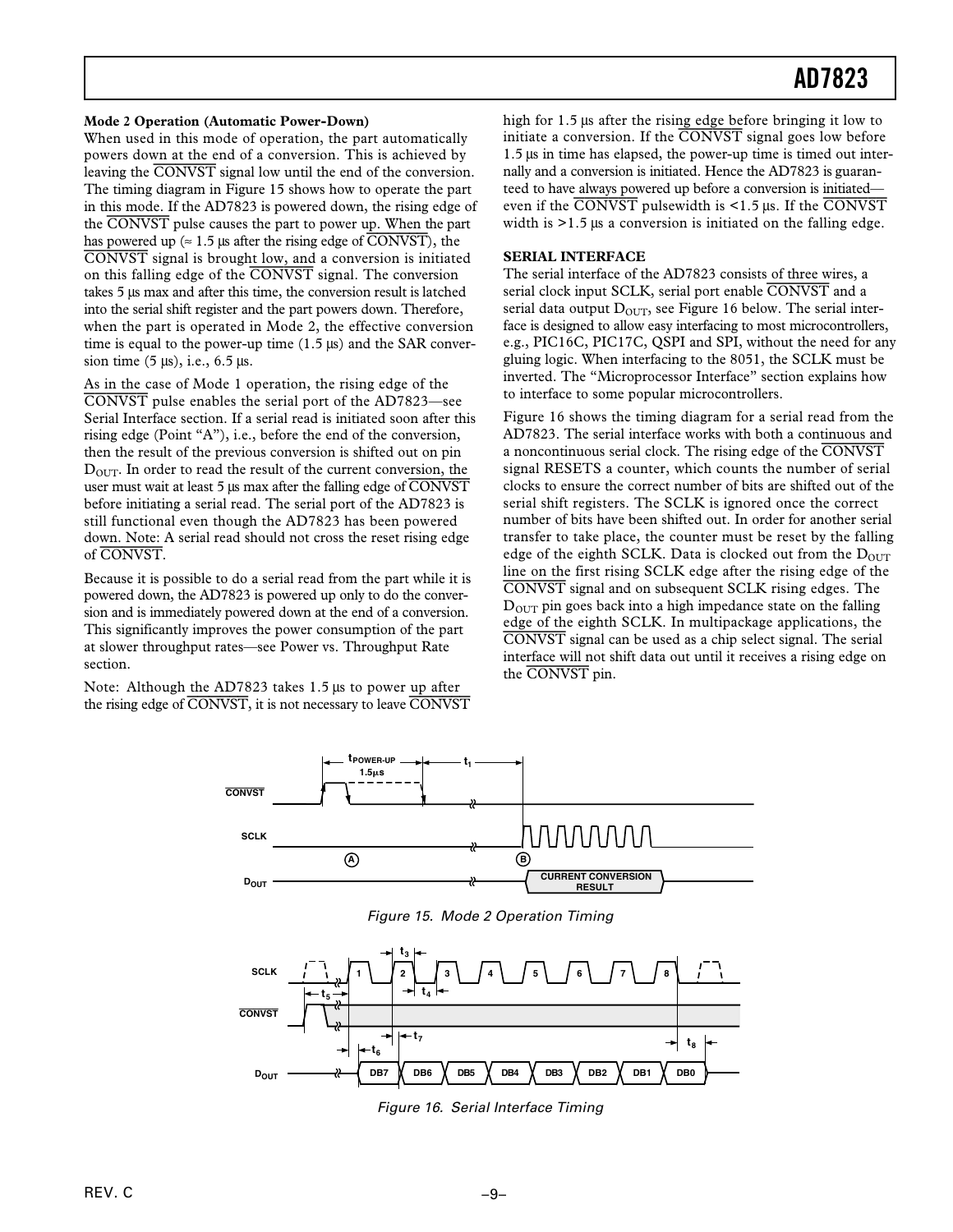**Mode 2 Operation (Automatic Power-Down)**

When used in this mode of operation, the part automatically powers down at the end of a conversion. This is achieved by leaving the $\overline{CONVST}$ signal low until the end of the conversion. The timing diagram in Figure 15 shows how to operate the part in this mode. If the AD7823 is powered down, the rising edge of the $\overline{CONVST}$ pulse causes the part to power up. When the part has powered up (≈ 1.5 µs after the rising edge of $\overline{CONVST}$), the $\overline{CONVST}$ signal is brought low, and a conversion is initiated on this falling edge of the $\overline{CONVST}$ signal. The conversion takes 5 µs max and after this time, the conversion result is latched into the serial shift register and the part powers down. Therefore, when the part is operated in Mode 2, the effective conversion time is equal to the power-up time (1.5 µs) and the SAR conversion time (5 µs), i.e., 6.5 µs.

As in the case of Mode 1 operation, the rising edge of the $\overline{CONVST}$ pulse enables the serial port of the AD7823—see Serial Interface section. If a serial read is initiated soon after this rising edge (Point "A"), i.e., before the end of the conversion, then the result of the previous conversion is shifted out on pin $D_{OUT}$. In order to read the result of the current conversion, the user must wait at least 5 µs max after the falling edge of $\overline{CONVST}$ before initiating a serial read. The serial port of the AD7823 is still functional even though the AD7823 has been powered down. Note: A serial read should not cross the reset rising edge of $\overline{CONVST}$.

Because it is possible to do a serial read from the part while it is powered down, the AD7823 is powered up only to do the conversion and is immediately powered down at the end of a conversion. This significantly improves the power consumption of the part at slower throughput rates—see Power vs. Throughput Rate section.

Note: Although the AD7823 takes 1.5 µs to power up after the rising edge of $\overline{CONVST}$, it is not necessary to leave $\overline{CONVST}$ high for 1.5 µs after the rising edge before bringing it low to initiate a conversion. If the $\overline{CONVST}$ signal goes low before 1.5 µs in time has elapsed, the power-up time is timed out internally and a conversion is initiated. Hence the AD7823 is guaranteed to have always powered up before a conversion is initiated—even if the $\overline{CONVST}$ pulsewidth is <1.5 µs. If the $\overline{CONVST}$ width is >1.5 µs a conversion is initiated on the falling edge.

**SERIAL INTERFACE**

The serial interface of the AD7823 consists of three wires, a serial clock input SCLK, serial port enable $\overline{CONVST}$ and a serial data output $D_{OUT}$, see Figure 16 below. The serial interface is designed to allow easy interfacing to most microcontrollers, e.g., PIC16C, PIC17C, QSPI and SPI, without the need for any gluing logic. When interfacing to the 8051, the SCLK must be inverted. The "Microprocessor Interface" section explains how to interface to some popular microcontrollers.

Figure 16 shows the timing diagram for a serial read from the AD7823. The serial interface works with both a continuous and a noncontinuous serial clock. The rising edge of the $\overline{CONVST}$ signal RESETS a counter, which counts the number of serial clocks to ensure the correct number of bits are shifted out of the serial shift registers. The SCLK is ignored once the correct number of bits have been shifted out. In order for another serial transfer to take place, the counter must be reset by the falling edge of the eighth SCLK. Data is clocked out from the $D_{OUT}$ line on the first rising SCLK edge after the rising edge of the $\overline{CONVST}$ signal and on subsequent SCLK rising edges. The $D_{OUT}$ pin goes back into a high impedance state on the falling edge of the eighth SCLK. In multipackage applications, the $\overline{CONVST}$ signal can be used as a chip select signal. The serial interface will not shift data out until it receives a rising edge on the $\overline{CONVST}$ pin.

Figure 15. Mode 2 Operation Timing

Figure 16. Serial Interface Timing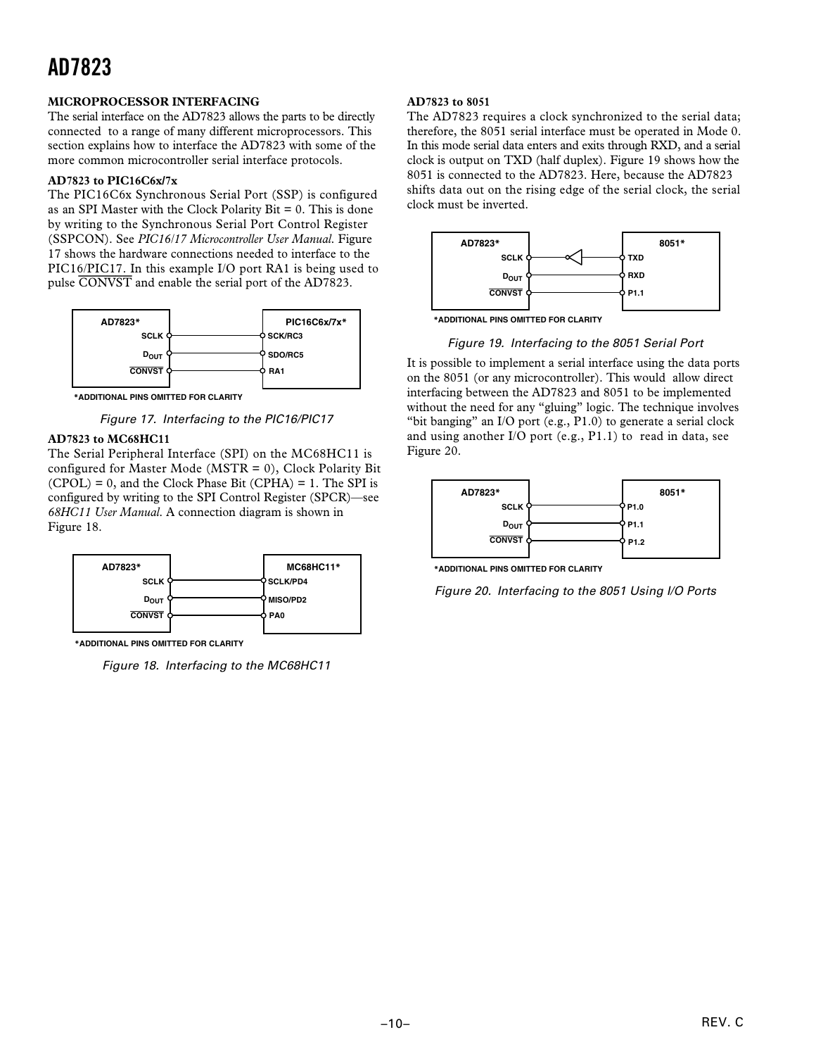## MICROPROCESSOR INTERFACING

The serial interface on the AD7823 allows the parts to be directly connected to a range of many different microprocessors. This section explains how to interface the AD7823 with some of the more common microcontroller serial interface protocols.

### AD7823 to PIC16C6x/7x

The PIC16C6x Synchronous Serial Port (SSP) is configured as an SPI Master with the Clock Polarity Bit = 0. This is done by writing to the Synchronous Serial Port Control Register (SSPCON). See *PIC16/17 Microcontroller User Manual*. Figure 17 shows the hardware connections needed to interface to the PIC16/PIC17. In this example I/O port RA1 is being used to pulse $\overline{\text{CONVST}}$ and enable the serial port of the AD7823.

AD7823* — PIC16C6x/7x*
SCLK — SCK/RC3
$D_{OUT}$ — SDO/RC5
$\overline{\text{CONVST}}$ — RA1

*ADDITIONAL PINS OMITTED FOR CLARITY

*Figure 17. Interfacing to the PIC16/PIC17*

### AD7823 to MC68HC11

The Serial Peripheral Interface (SPI) on the MC68HC11 is configured for Master Mode (MSTR = 0), Clock Polarity Bit (CPOL) = 0, and the Clock Phase Bit (CPHA) = 1. The SPI is configured by writing to the SPI Control Register (SPCR)—see *68HC11 User Manual*. A connection diagram is shown in Figure 18.

AD7823* — MC68HC11*
SCLK — SCLK/PD4
$D_{OUT}$ — MISO/PD2
$\overline{\text{CONVST}}$ — PA0

*ADDITIONAL PINS OMITTED FOR CLARITY

*Figure 18. Interfacing to the MC68HC11*

### AD7823 to 8051

The AD7823 requires a clock synchronized to the serial data; therefore, the 8051 serial interface must be operated in Mode 0. In this mode serial data enters and exits through RXD, and a serial clock is output on TXD (half duplex). Figure 19 shows how the 8051 is connected to the AD7823. Here, because the AD7823 shifts data out on the rising edge of the serial clock, the serial clock must be inverted.

AD7823* — 8051*
SCLK — (inverter) — TXD
$D_{OUT}$ — RXD
$\overline{\text{CONVST}}$ — P1.1

*ADDITIONAL PINS OMITTED FOR CLARITY

*Figure 19. Interfacing to the 8051 Serial Port*

It is possible to implement a serial interface using the data ports on the 8051 (or any microcontroller). This would allow direct interfacing between the AD7823 and 8051 to be implemented without the need for any "gluing" logic. The technique involves "bit banging" an I/O port (e.g., P1.0) to generate a serial clock and using another I/O port (e.g., P1.1) to read in data, see Figure 20.

AD7823* — 8051*
SCLK — P1.0
$D_{OUT}$ — P1.1
$\overline{\text{CONVST}}$ — P1.2

*ADDITIONAL PINS OMITTED FOR CLARITY

*Figure 20. Interfacing to the 8051 Using I/O Ports*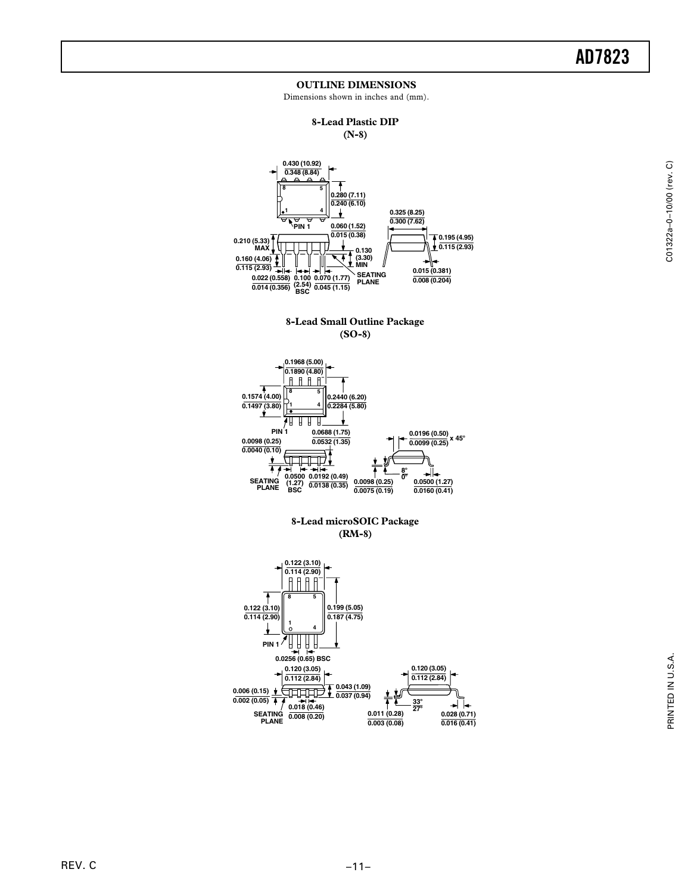## OUTLINE DIMENSIONS

Dimensions shown in inches and (mm).

### 8-Lead Plastic DIP (N-8)

0.430 (10.92)
0.348 (8.84)

8 5

0.280 (7.11)
0.240 (6.10)

1 4

PIN 1

0.060 (1.52)
0.015 (0.38)

0.325 (8.25)
0.300 (7.62)

0.210 (5.33) MAX

0.130 (3.30) MIN

0.195 (4.95)
0.115 (2.93)

0.160 (4.06)
0.115 (2.93)

0.022 (0.558)
0.014 (0.356)

0.100 (2.54) BSC

0.070 (1.77)
0.045 (1.15)

SEATING PLANE

0.015 (0.381)
0.008 (0.204)

### 8-Lead Small Outline Package (SO-8)

0.1968 (5.00)
0.1890 (4.80)

8 5

0.1574 (4.00)
0.1497 (3.80)

1 4

0.2440 (6.20)
0.2284 (5.80)

PIN 1

0.0688 (1.75)
0.0532 (1.35)

0.0098 (0.25)
0.0040 (0.10)

0.0196 (0.50)
0.0099 (0.25)
x 45°

SEATING PLANE

0.0500 (1.27) BSC

0.0192 (0.49)
0.0138 (0.35)

8°
0°

0.0098 (0.25)
0.0075 (0.19)

0.0500 (1.27)
0.0160 (0.41)

### 8-Lead microSOIC Package (RM-8)

0.122 (3.10)
0.114 (2.90)

8 5

0.122 (3.10)
0.114 (2.90)

0.199 (5.05)
0.187 (4.75)

1 4

PIN 1

0.0256 (0.65) BSC

0.120 (3.05)
0.112 (2.84)

0.006 (0.15)
0.002 (0.05)

0.043 (1.09)
0.037 (0.94)

SEATING PLANE

0.018 (0.46)
0.008 (0.20)

0.120 (3.05)
0.112 (2.84)

33°
27°

0.011 (0.28)
0.003 (0.08)

0.028 (0.71)
0.016 (0.41)

C01322a–0–10/00 (rev. C)

PRINTED IN U.S.A.